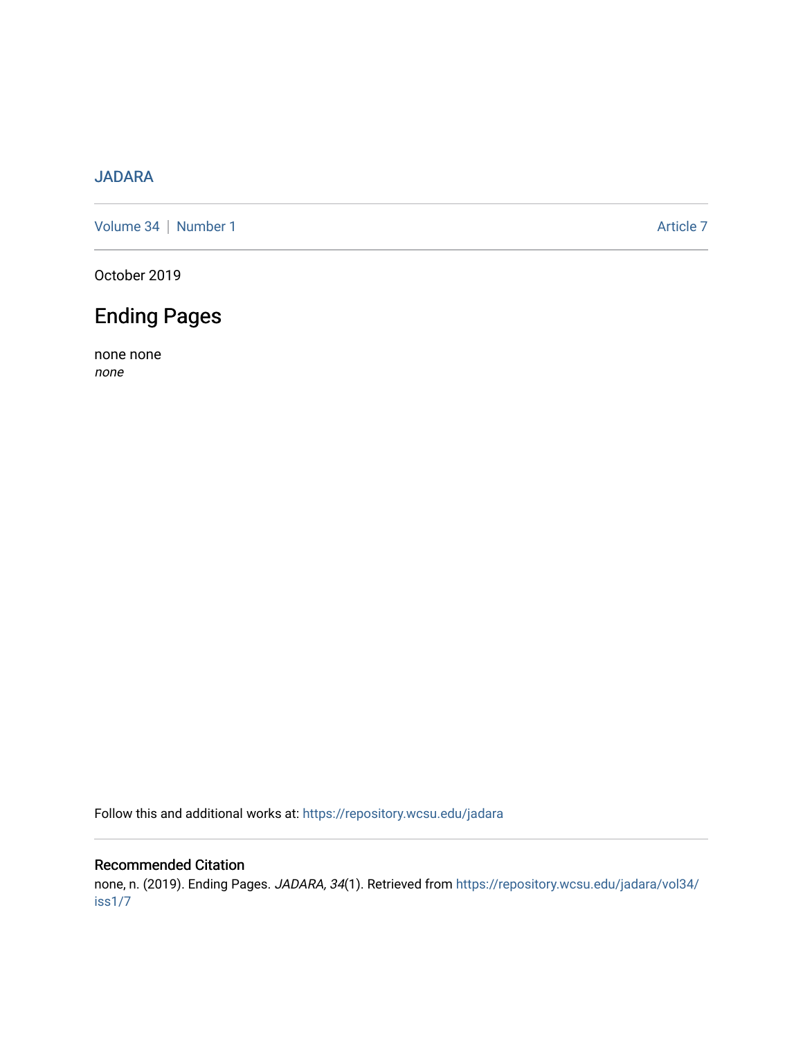JADARA

Volume 34 | Number 1 Article 7

October 2019

# Ending Pages

none none
*none*

Follow this and additional works at: https://repository.wcsu.edu/jadara

### Recommended Citation

none, n. (2019). Ending Pages. *JADARA, 34*(1). Retrieved from https://repository.wcsu.edu/jadara/vol34/iss1/7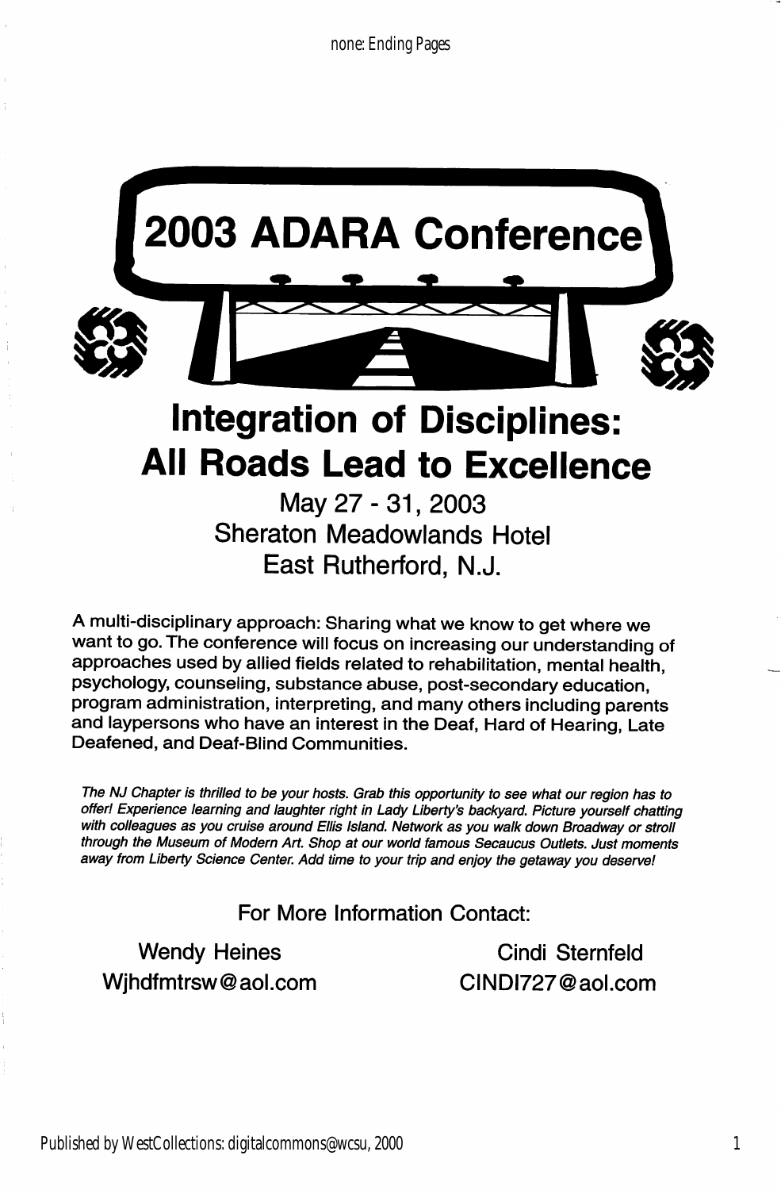# 2003 ADARA Conference

## Integration of Disciplines: All Roads Lead to Excellence

May 27 - 31, 2003
Sheraton Meadowlands Hotel
East Rutherford, N.J.

A multi-disciplinary approach: Sharing what we know to get where we want to go. The conference will focus on increasing our understanding of approaches used by allied fields related to rehabilitation, mental health, psychology, counseling, substance abuse, post-secondary education, program administration, interpreting, and many others including parents and laypersons who have an interest in the Deaf, Hard of Hearing, Late Deafened, and Deaf-Blind Communities.

*The NJ Chapter is thrilled to be your hosts. Grab this opportunity to see what our region has to offer! Experience learning and laughter right in Lady Liberty's backyard. Picture yourself chatting with colleagues as you cruise around Ellis Island. Network as you walk down Broadway or stroll through the Museum of Modern Art. Shop at our world famous Secaucus Outlets. Just moments away from Liberty Science Center. Add time to your trip and enjoy the getaway you deserve!*

For More Information Contact:

Wendy Heines
Wjhdfmtrsw@aol.com

Cindi Sternfeld
CINDI727@aol.com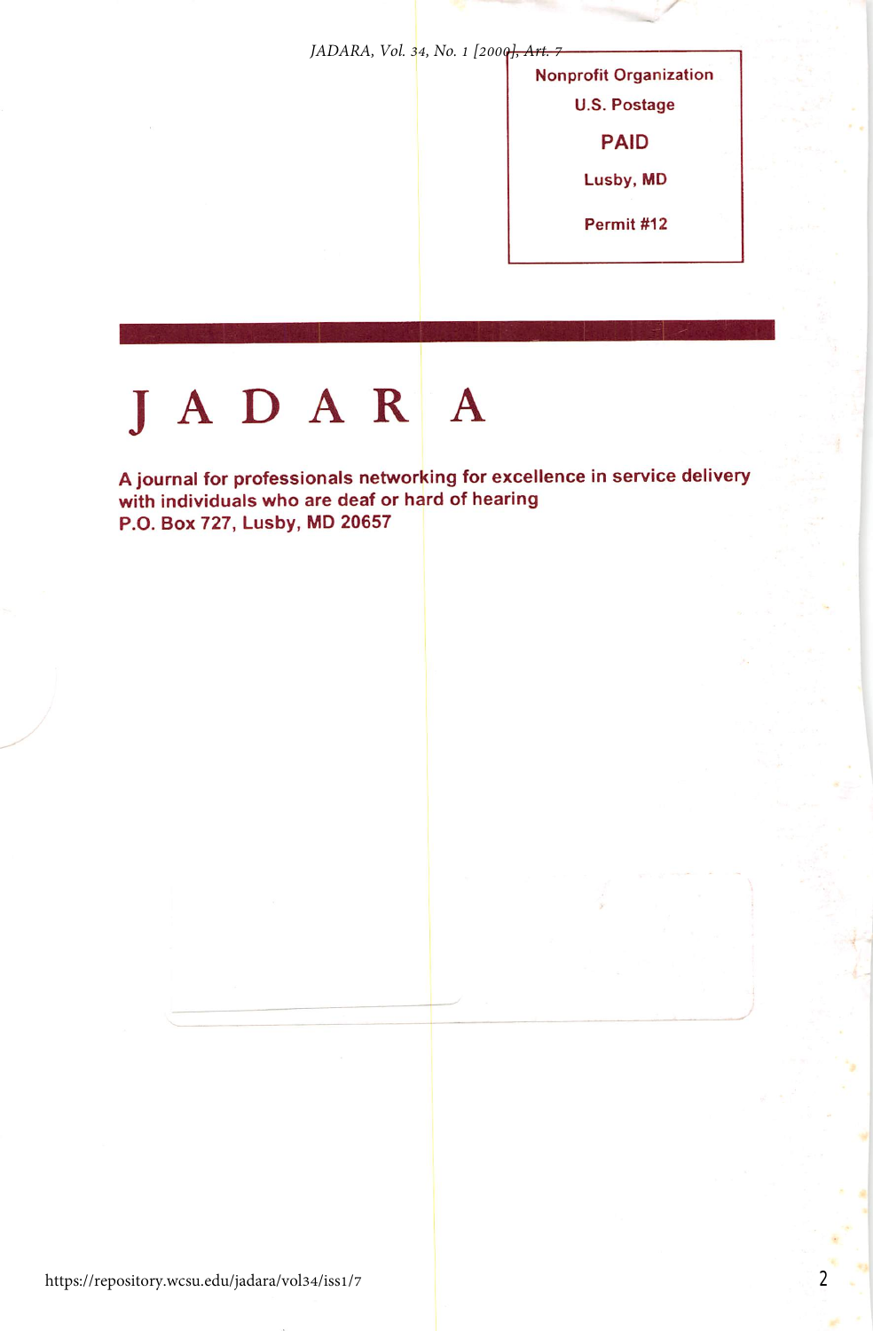Nonprofit Organization
U.S. Postage
PAID
Lusby, MD
Permit #12

# J A D A R A

**A journal for professionals networking for excellence in service delivery with individuals who are deaf or hard of hearing**
**P.O. Box 727, Lusby, MD 20657**